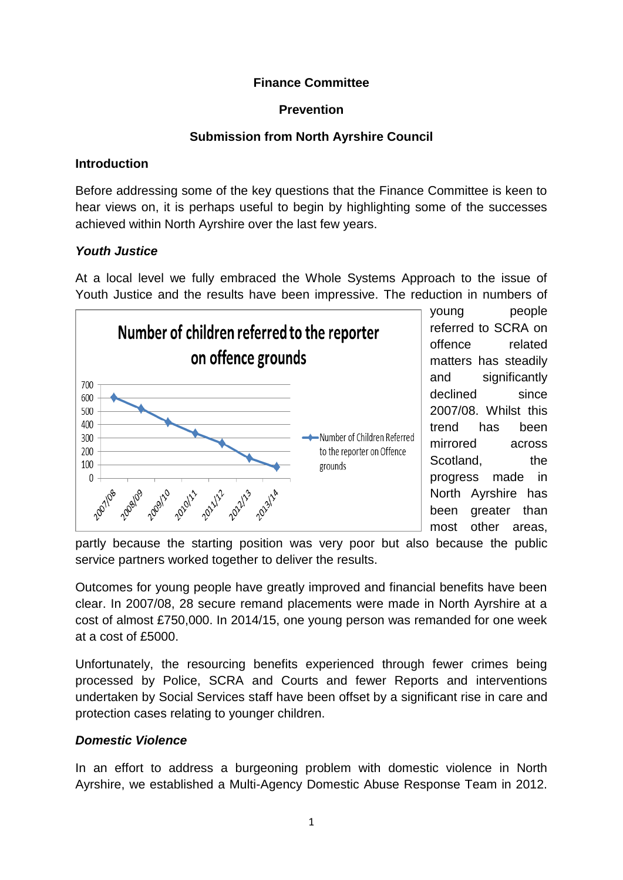**Finance Committee**

**Prevention**

**Submission from North Ayrshire Council**

## Introduction

Before addressing some of the key questions that the Finance Committee is keen to hear views on, it is perhaps useful to begin by highlighting some of the successes achieved within North Ayrshire over the last few years.

### *Youth Justice*

At a local level we fully embraced the Whole Systems Approach to the issue of Youth Justice and the results have been impressive. The reduction in numbers of young people referred to SCRA on offence related matters has steadily and significantly declined since 2007/08. Whilst this trend has been mirrored across Scotland, the progress made in North Ayrshire has been greater than most other areas, partly because the starting position was very poor but also because the public service partners worked together to deliver the results.

Number of children referred to the reporter on offence grounds

Outcomes for young people have greatly improved and financial benefits have been clear. In 2007/08, 28 secure remand placements were made in North Ayrshire at a cost of almost £750,000. In 2014/15, one young person was remanded for one week at a cost of £5000.

Unfortunately, the resourcing benefits experienced through fewer crimes being processed by Police, SCRA and Courts and fewer Reports and interventions undertaken by Social Services staff have been offset by a significant rise in care and protection cases relating to younger children.

### *Domestic Violence*

In an effort to address a burgeoning problem with domestic violence in North Ayrshire, we established a Multi-Agency Domestic Abuse Response Team in 2012.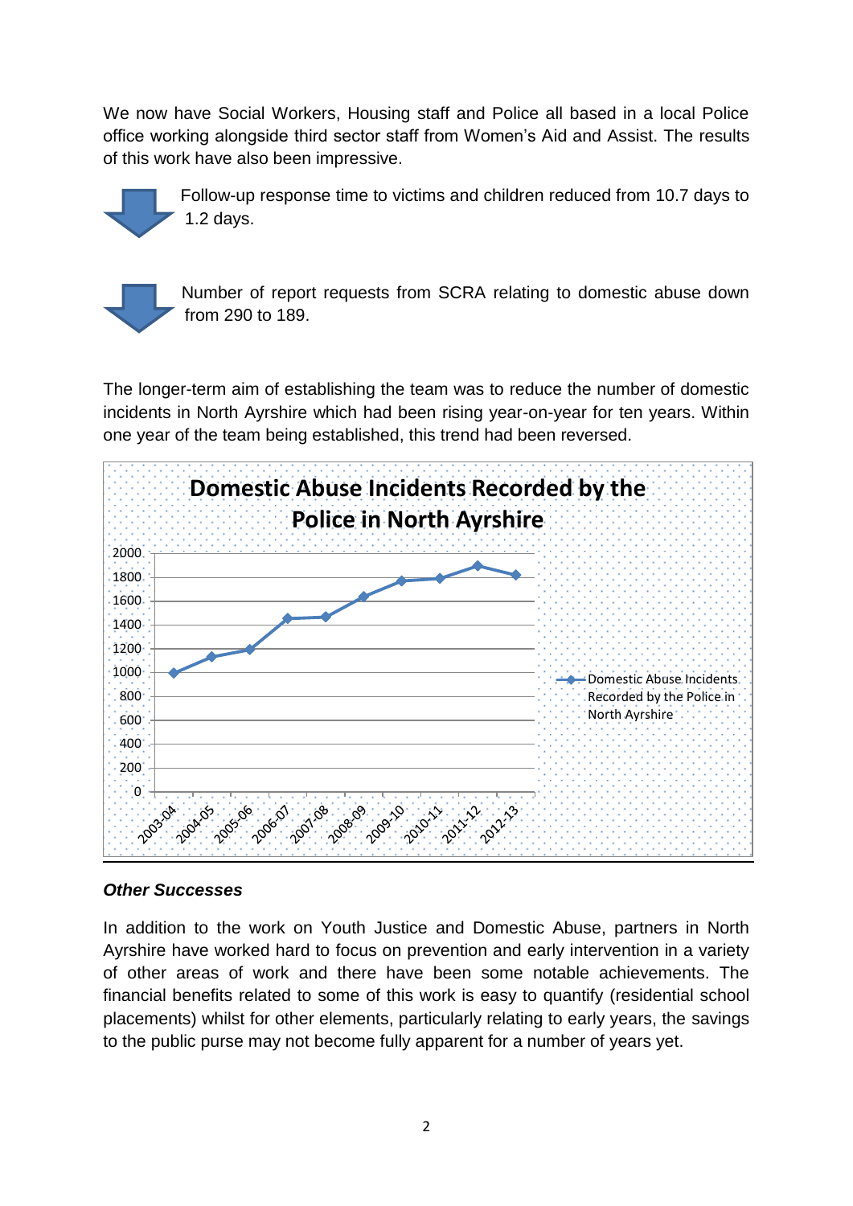We now have Social Workers, Housing staff and Police all based in a local Police office working alongside third sector staff from Women's Aid and Assist. The results of this work have also been impressive.

- Follow-up response time to victims and children reduced from 10.7 days to 1.2 days.

- Number of report requests from SCRA relating to domestic abuse down from 290 to 189.

The longer-term aim of establishing the team was to reduce the number of domestic incidents in North Ayrshire which had been rising year-on-year for ten years. Within one year of the team being established, this trend had been reversed.

**Domestic Abuse Incidents Recorded by the Police in North Ayrshire**

### Other Successes

In addition to the work on Youth Justice and Domestic Abuse, partners in North Ayrshire have worked hard to focus on prevention and early intervention in a variety of other areas of work and there have been some notable achievements. The financial benefits related to some of this work is easy to quantify (residential school placements) whilst for other elements, particularly relating to early years, the savings to the public purse may not become fully apparent for a number of years yet.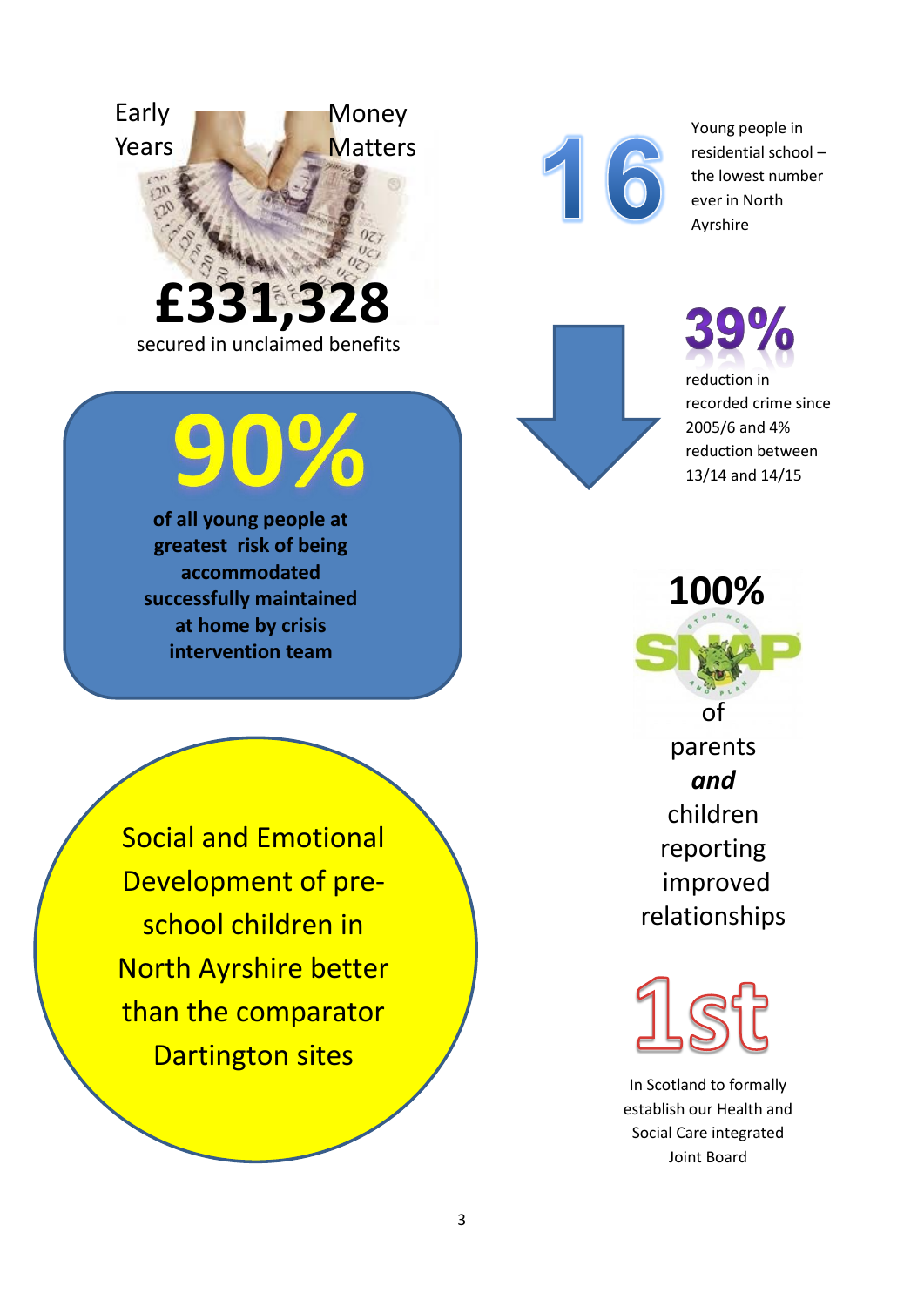Early Years

Money Matters

**£331,328**

secured in unclaimed benefits

**90%**

**of all young people at greatest risk of being accommodated successfully maintained at home by crisis intervention team**

Social and Emotional Development of pre-school children in North Ayrshire better than the comparator Dartington sites

**16**

Young people in residential school – the lowest number ever in North Ayrshire

**39%**

reduction in recorded crime since 2005/6 and 4% reduction between 13/14 and 14/15

**100%**

SNAP

of parents ***and*** children reporting improved relationships

**1st**

In Scotland to formally establish our Health and Social Care integrated Joint Board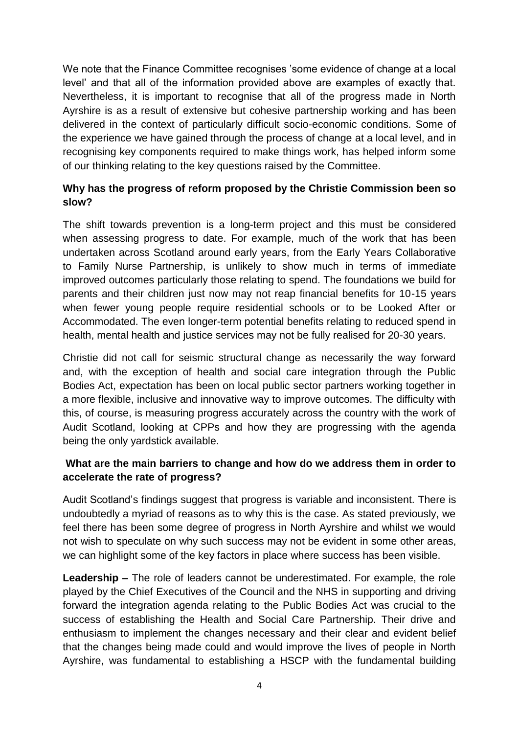We note that the Finance Committee recognises 'some evidence of change at a local level' and that all of the information provided above are examples of exactly that. Nevertheless, it is important to recognise that all of the progress made in North Ayrshire is as a result of extensive but cohesive partnership working and has been delivered in the context of particularly difficult socio-economic conditions. Some of the experience we have gained through the process of change at a local level, and in recognising key components required to make things work, has helped inform some of our thinking relating to the key questions raised by the Committee.

**Why has the progress of reform proposed by the Christie Commission been so slow?**

The shift towards prevention is a long-term project and this must be considered when assessing progress to date. For example, much of the work that has been undertaken across Scotland around early years, from the Early Years Collaborative to Family Nurse Partnership, is unlikely to show much in terms of immediate improved outcomes particularly those relating to spend. The foundations we build for parents and their children just now may not reap financial benefits for 10-15 years when fewer young people require residential schools or to be Looked After or Accommodated. The even longer-term potential benefits relating to reduced spend in health, mental health and justice services may not be fully realised for 20-30 years.

Christie did not call for seismic structural change as necessarily the way forward and, with the exception of health and social care integration through the Public Bodies Act, expectation has been on local public sector partners working together in a more flexible, inclusive and innovative way to improve outcomes. The difficulty with this, of course, is measuring progress accurately across the country with the work of Audit Scotland, looking at CPPs and how they are progressing with the agenda being the only yardstick available.

**What are the main barriers to change and how do we address them in order to accelerate the rate of progress?**

Audit Scotland's findings suggest that progress is variable and inconsistent. There is undoubtedly a myriad of reasons as to why this is the case. As stated previously, we feel there has been some degree of progress in North Ayrshire and whilst we would not wish to speculate on why such success may not be evident in some other areas, we can highlight some of the key factors in place where success has been visible.

**Leadership –** The role of leaders cannot be underestimated. For example, the role played by the Chief Executives of the Council and the NHS in supporting and driving forward the integration agenda relating to the Public Bodies Act was crucial to the success of establishing the Health and Social Care Partnership. Their drive and enthusiasm to implement the changes necessary and their clear and evident belief that the changes being made could and would improve the lives of people in North Ayrshire, was fundamental to establishing a HSCP with the fundamental building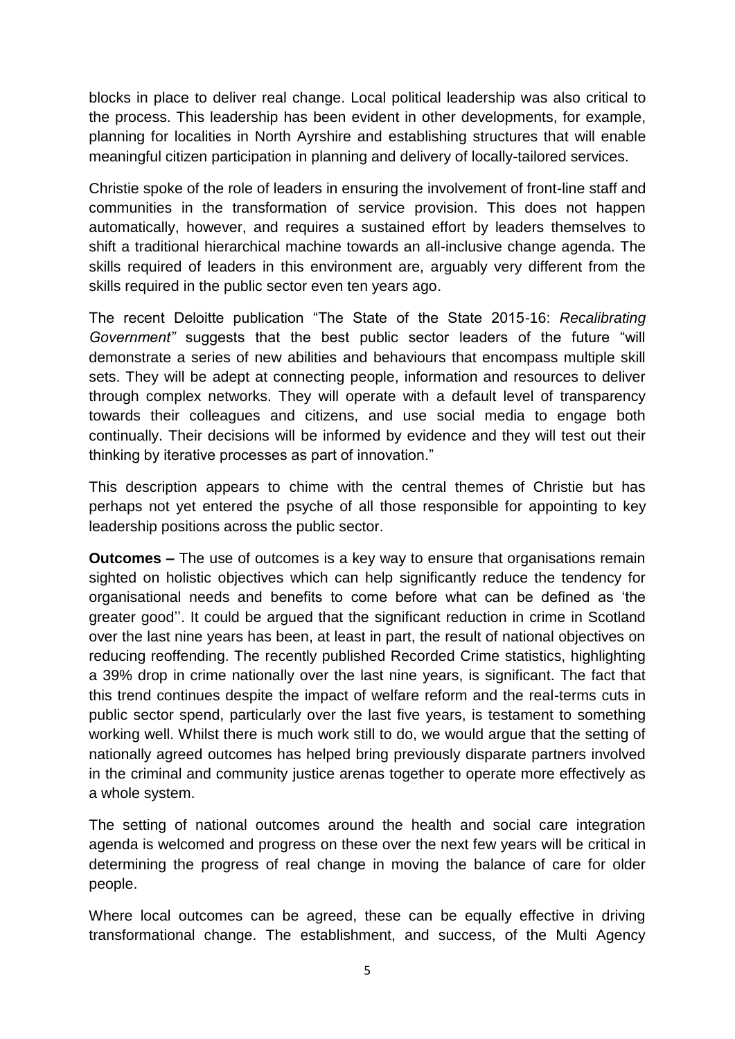blocks in place to deliver real change. Local political leadership was also critical to the process. This leadership has been evident in other developments, for example, planning for localities in North Ayrshire and establishing structures that will enable meaningful citizen participation in planning and delivery of locally-tailored services.

Christie spoke of the role of leaders in ensuring the involvement of front-line staff and communities in the transformation of service provision. This does not happen automatically, however, and requires a sustained effort by leaders themselves to shift a traditional hierarchical machine towards an all-inclusive change agenda. The skills required of leaders in this environment are, arguably very different from the skills required in the public sector even ten years ago.

The recent Deloitte publication "The State of the State 2015-16: *Recalibrating Government"* suggests that the best public sector leaders of the future "will demonstrate a series of new abilities and behaviours that encompass multiple skill sets. They will be adept at connecting people, information and resources to deliver through complex networks. They will operate with a default level of transparency towards their colleagues and citizens, and use social media to engage both continually. Their decisions will be informed by evidence and they will test out their thinking by iterative processes as part of innovation."

This description appears to chime with the central themes of Christie but has perhaps not yet entered the psyche of all those responsible for appointing to key leadership positions across the public sector.

**Outcomes –** The use of outcomes is a key way to ensure that organisations remain sighted on holistic objectives which can help significantly reduce the tendency for organisational needs and benefits to come before what can be defined as 'the greater good''. It could be argued that the significant reduction in crime in Scotland over the last nine years has been, at least in part, the result of national objectives on reducing reoffending. The recently published Recorded Crime statistics, highlighting a 39% drop in crime nationally over the last nine years, is significant. The fact that this trend continues despite the impact of welfare reform and the real-terms cuts in public sector spend, particularly over the last five years, is testament to something working well. Whilst there is much work still to do, we would argue that the setting of nationally agreed outcomes has helped bring previously disparate partners involved in the criminal and community justice arenas together to operate more effectively as a whole system.

The setting of national outcomes around the health and social care integration agenda is welcomed and progress on these over the next few years will be critical in determining the progress of real change in moving the balance of care for older people.

Where local outcomes can be agreed, these can be equally effective in driving transformational change. The establishment, and success, of the Multi Agency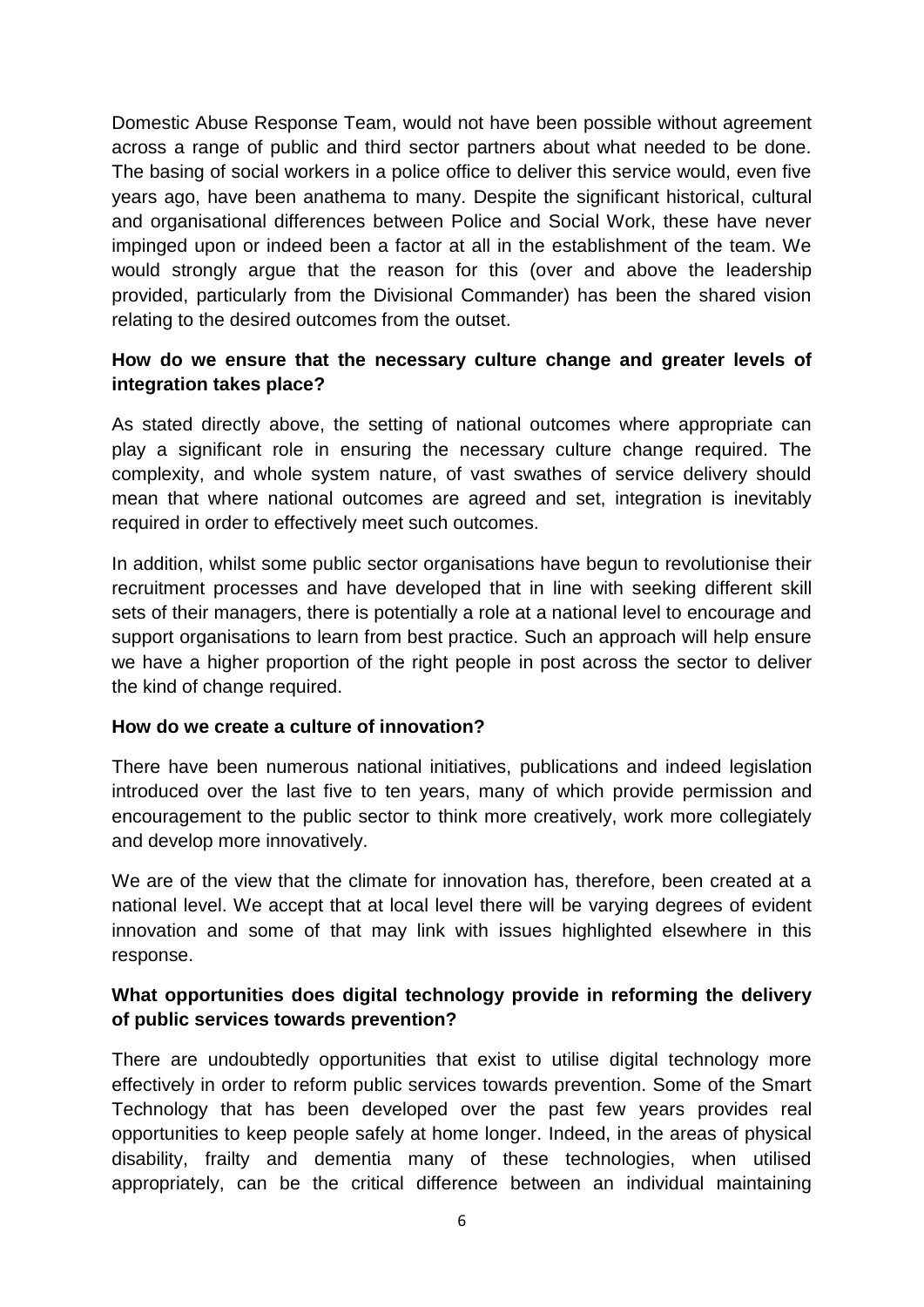Domestic Abuse Response Team, would not have been possible without agreement across a range of public and third sector partners about what needed to be done. The basing of social workers in a police office to deliver this service would, even five years ago, have been anathema to many. Despite the significant historical, cultural and organisational differences between Police and Social Work, these have never impinged upon or indeed been a factor at all in the establishment of the team. We would strongly argue that the reason for this (over and above the leadership provided, particularly from the Divisional Commander) has been the shared vision relating to the desired outcomes from the outset.

**How do we ensure that the necessary culture change and greater levels of integration takes place?**

As stated directly above, the setting of national outcomes where appropriate can play a significant role in ensuring the necessary culture change required. The complexity, and whole system nature, of vast swathes of service delivery should mean that where national outcomes are agreed and set, integration is inevitably required in order to effectively meet such outcomes.

In addition, whilst some public sector organisations have begun to revolutionise their recruitment processes and have developed that in line with seeking different skill sets of their managers, there is potentially a role at a national level to encourage and support organisations to learn from best practice. Such an approach will help ensure we have a higher proportion of the right people in post across the sector to deliver the kind of change required.

**How do we create a culture of innovation?**

There have been numerous national initiatives, publications and indeed legislation introduced over the last five to ten years, many of which provide permission and encouragement to the public sector to think more creatively, work more collegiately and develop more innovatively.

We are of the view that the climate for innovation has, therefore, been created at a national level. We accept that at local level there will be varying degrees of evident innovation and some of that may link with issues highlighted elsewhere in this response.

**What opportunities does digital technology provide in reforming the delivery of public services towards prevention?**

There are undoubtedly opportunities that exist to utilise digital technology more effectively in order to reform public services towards prevention. Some of the Smart Technology that has been developed over the past few years provides real opportunities to keep people safely at home longer. Indeed, in the areas of physical disability, frailty and dementia many of these technologies, when utilised appropriately, can be the critical difference between an individual maintaining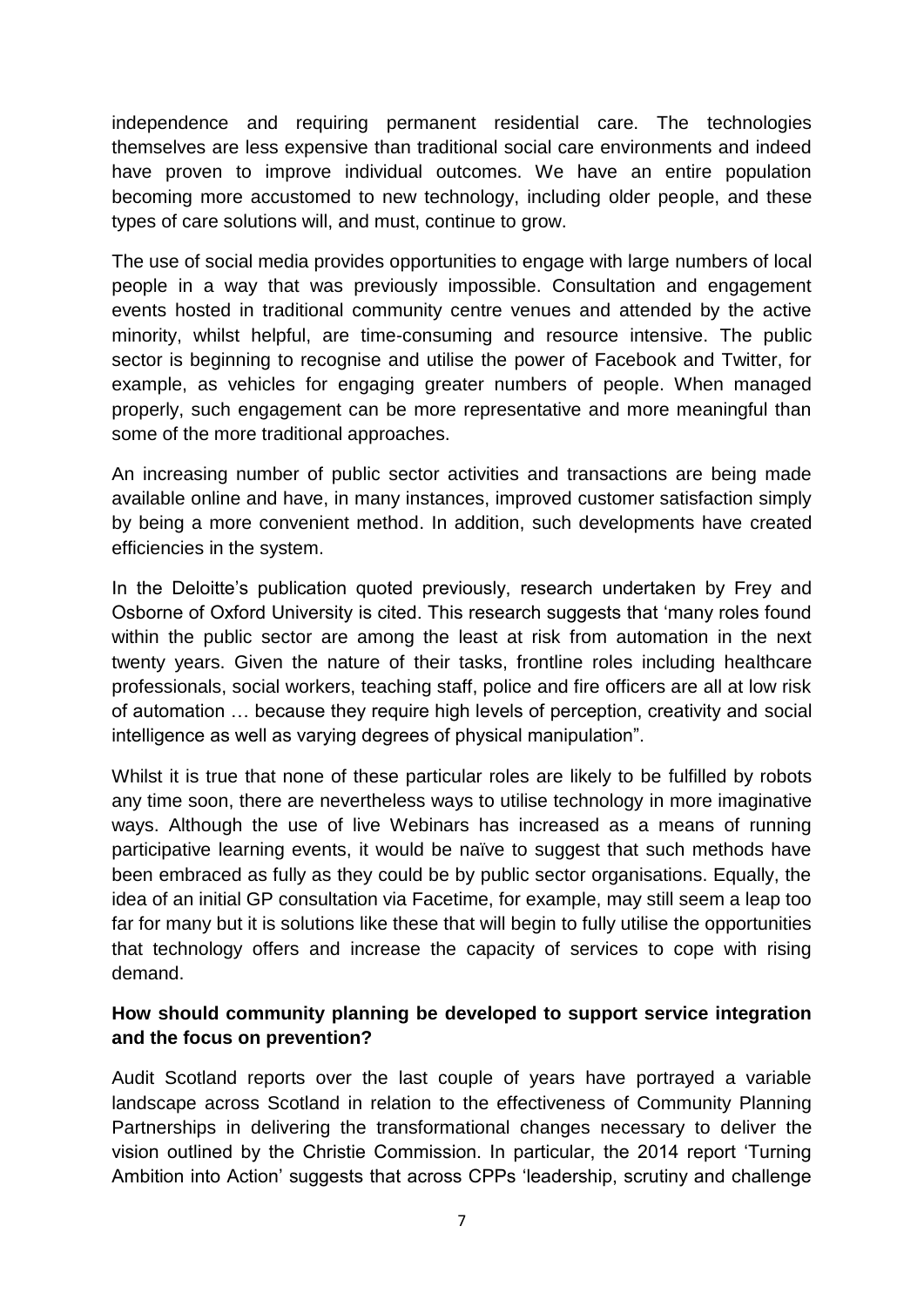independence and requiring permanent residential care. The technologies themselves are less expensive than traditional social care environments and indeed have proven to improve individual outcomes. We have an entire population becoming more accustomed to new technology, including older people, and these types of care solutions will, and must, continue to grow.

The use of social media provides opportunities to engage with large numbers of local people in a way that was previously impossible. Consultation and engagement events hosted in traditional community centre venues and attended by the active minority, whilst helpful, are time-consuming and resource intensive. The public sector is beginning to recognise and utilise the power of Facebook and Twitter, for example, as vehicles for engaging greater numbers of people. When managed properly, such engagement can be more representative and more meaningful than some of the more traditional approaches.

An increasing number of public sector activities and transactions are being made available online and have, in many instances, improved customer satisfaction simply by being a more convenient method. In addition, such developments have created efficiencies in the system.

In the Deloitte's publication quoted previously, research undertaken by Frey and Osborne of Oxford University is cited. This research suggests that 'many roles found within the public sector are among the least at risk from automation in the next twenty years. Given the nature of their tasks, frontline roles including healthcare professionals, social workers, teaching staff, police and fire officers are all at low risk of automation … because they require high levels of perception, creativity and social intelligence as well as varying degrees of physical manipulation".

Whilst it is true that none of these particular roles are likely to be fulfilled by robots any time soon, there are nevertheless ways to utilise technology in more imaginative ways. Although the use of live Webinars has increased as a means of running participative learning events, it would be naïve to suggest that such methods have been embraced as fully as they could be by public sector organisations. Equally, the idea of an initial GP consultation via Facetime, for example, may still seem a leap too far for many but it is solutions like these that will begin to fully utilise the opportunities that technology offers and increase the capacity of services to cope with rising demand.

**How should community planning be developed to support service integration and the focus on prevention?**

Audit Scotland reports over the last couple of years have portrayed a variable landscape across Scotland in relation to the effectiveness of Community Planning Partnerships in delivering the transformational changes necessary to deliver the vision outlined by the Christie Commission. In particular, the 2014 report 'Turning Ambition into Action' suggests that across CPPs 'leadership, scrutiny and challenge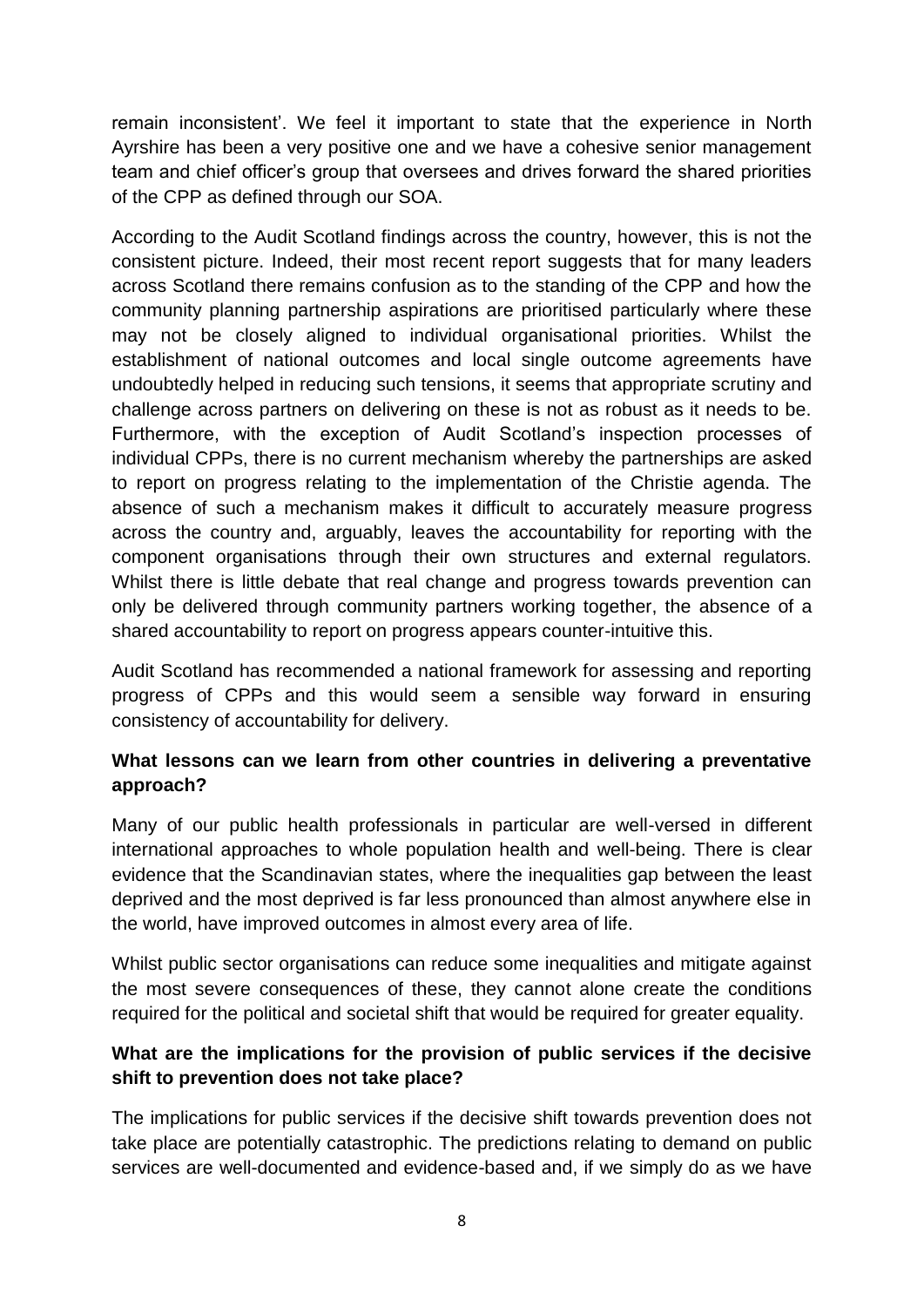remain inconsistent'. We feel it important to state that the experience in North Ayrshire has been a very positive one and we have a cohesive senior management team and chief officer's group that oversees and drives forward the shared priorities of the CPP as defined through our SOA.

According to the Audit Scotland findings across the country, however, this is not the consistent picture. Indeed, their most recent report suggests that for many leaders across Scotland there remains confusion as to the standing of the CPP and how the community planning partnership aspirations are prioritised particularly where these may not be closely aligned to individual organisational priorities. Whilst the establishment of national outcomes and local single outcome agreements have undoubtedly helped in reducing such tensions, it seems that appropriate scrutiny and challenge across partners on delivering on these is not as robust as it needs to be. Furthermore, with the exception of Audit Scotland's inspection processes of individual CPPs, there is no current mechanism whereby the partnerships are asked to report on progress relating to the implementation of the Christie agenda. The absence of such a mechanism makes it difficult to accurately measure progress across the country and, arguably, leaves the accountability for reporting with the component organisations through their own structures and external regulators. Whilst there is little debate that real change and progress towards prevention can only be delivered through community partners working together, the absence of a shared accountability to report on progress appears counter-intuitive this.

Audit Scotland has recommended a national framework for assessing and reporting progress of CPPs and this would seem a sensible way forward in ensuring consistency of accountability for delivery.

**What lessons can we learn from other countries in delivering a preventative approach?**

Many of our public health professionals in particular are well-versed in different international approaches to whole population health and well-being. There is clear evidence that the Scandinavian states, where the inequalities gap between the least deprived and the most deprived is far less pronounced than almost anywhere else in the world, have improved outcomes in almost every area of life.

Whilst public sector organisations can reduce some inequalities and mitigate against the most severe consequences of these, they cannot alone create the conditions required for the political and societal shift that would be required for greater equality.

**What are the implications for the provision of public services if the decisive shift to prevention does not take place?**

The implications for public services if the decisive shift towards prevention does not take place are potentially catastrophic. The predictions relating to demand on public services are well-documented and evidence-based and, if we simply do as we have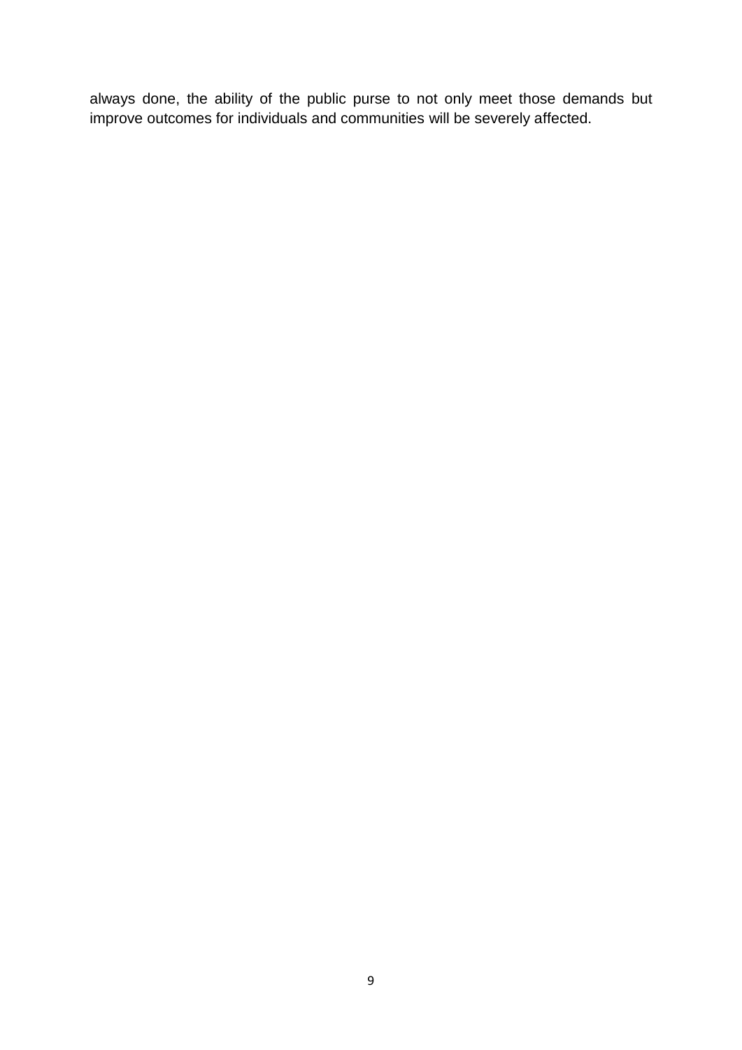always done, the ability of the public purse to not only meet those demands but improve outcomes for individuals and communities will be severely affected.